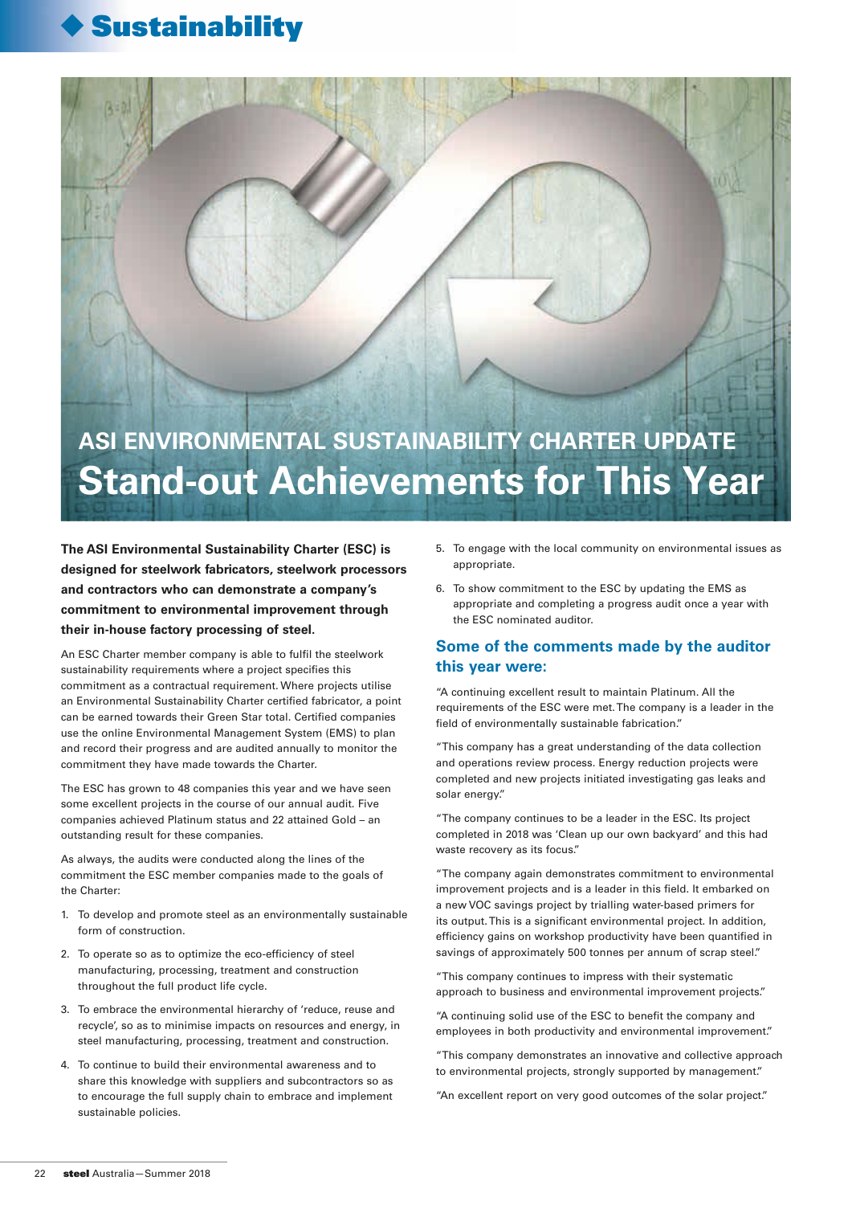# ASI ENVIRONMENTAL SUSTAINABILITY CHARTER UPDATE

# Stand-out Achievements for This Year

**The ASI Environmental Sustainability Charter (ESC) is designed for steelwork fabricators, steelwork processors and contractors who can demonstrate a company's commitment to environmental improvement through their in-house factory processing of steel.**

An ESC Charter member company is able to fulfil the steelwork sustainability requirements where a project specifies this commitment as a contractual requirement. Where projects utilise an Environmental Sustainability Charter certified fabricator, a point can be earned towards their Green Star total. Certified companies use the online Environmental Management System (EMS) to plan and record their progress and are audited annually to monitor the commitment they have made towards the Charter.

The ESC has grown to 48 companies this year and we have seen some excellent projects in the course of our annual audit. Five companies achieved Platinum status and 22 attained Gold – an outstanding result for these companies.

As always, the audits were conducted along the lines of the commitment the ESC member companies made to the goals of the Charter:

1. To develop and promote steel as an environmentally sustainable form of construction.
2. To operate so as to optimize the eco-efficiency of steel manufacturing, processing, treatment and construction throughout the full product life cycle.
3. To embrace the environmental hierarchy of 'reduce, reuse and recycle', so as to minimise impacts on resources and energy, in steel manufacturing, processing, treatment and construction.
4. To continue to build their environmental awareness and to share this knowledge with suppliers and subcontractors so as to encourage the full supply chain to embrace and implement sustainable policies.
5. To engage with the local community on environmental issues as appropriate.
6. To show commitment to the ESC by updating the EMS as appropriate and completing a progress audit once a year with the ESC nominated auditor.

## Some of the comments made by the auditor this year were:

"A continuing excellent result to maintain Platinum. All the requirements of the ESC were met. The company is a leader in the field of environmentally sustainable fabrication."

"This company has a great understanding of the data collection and operations review process. Energy reduction projects were completed and new projects initiated investigating gas leaks and solar energy."

"The company continues to be a leader in the ESC. Its project completed in 2018 was 'Clean up our own backyard' and this had waste recovery as its focus."

"The company again demonstrates commitment to environmental improvement projects and is a leader in this field. It embarked on a new VOC savings project by trialling water-based primers for its output. This is a significant environmental project. In addition, efficiency gains on workshop productivity have been quantified in savings of approximately 500 tonnes per annum of scrap steel."

"This company continues to impress with their systematic approach to business and environmental improvement projects."

"A continuing solid use of the ESC to benefit the company and employees in both productivity and environmental improvement."

"This company demonstrates an innovative and collective approach to environmental projects, strongly supported by management."

"An excellent report on very good outcomes of the solar project."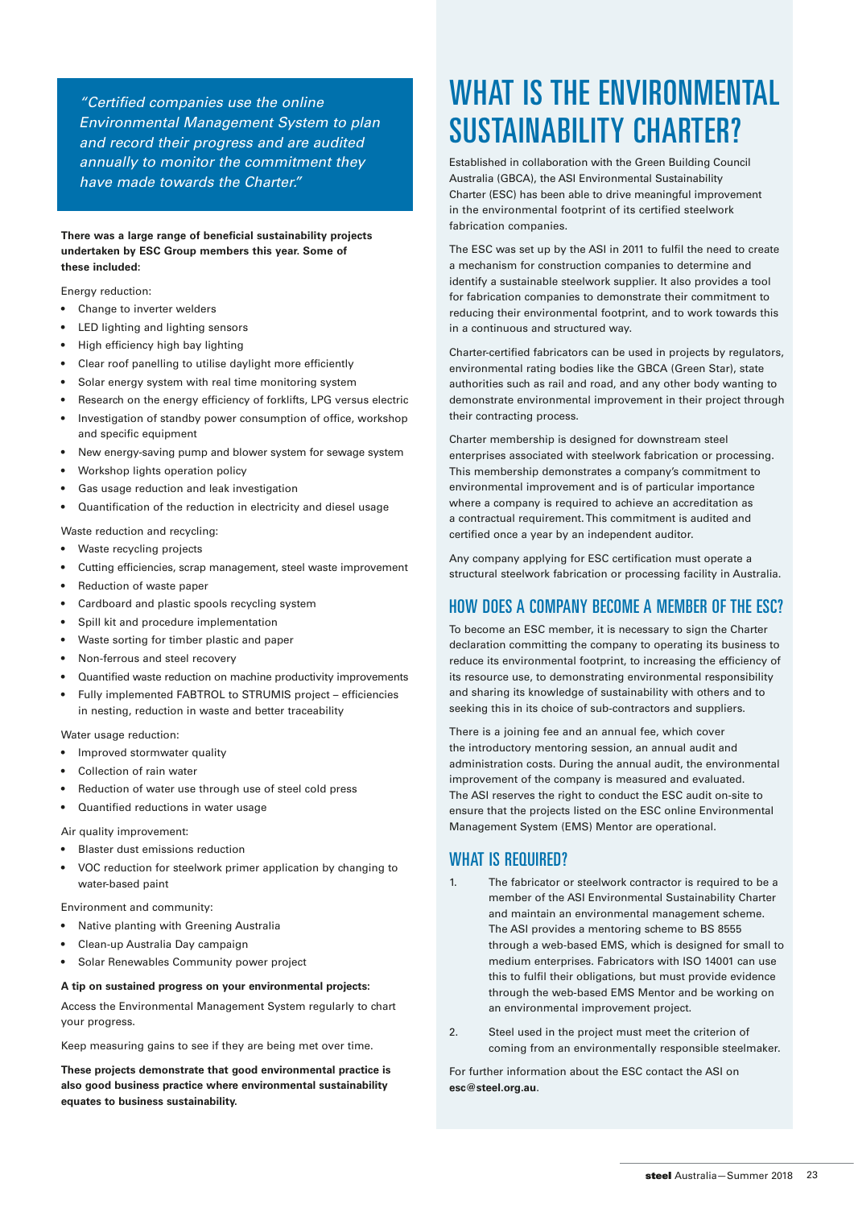*"Certified companies use the online Environmental Management System to plan and record their progress and are audited annually to monitor the commitment they have made towards the Charter."*

**There was a large range of beneficial sustainability projects undertaken by ESC Group members this year. Some of these included:**

Energy reduction:

- Change to inverter welders
- LED lighting and lighting sensors
- High efficiency high bay lighting
- Clear roof panelling to utilise daylight more efficiently
- Solar energy system with real time monitoring system
- Research on the energy efficiency of forklifts, LPG versus electric
- Investigation of standby power consumption of office, workshop and specific equipment
- New energy-saving pump and blower system for sewage system
- Workshop lights operation policy
- Gas usage reduction and leak investigation
- Quantification of the reduction in electricity and diesel usage

Waste reduction and recycling:

- Waste recycling projects
- Cutting efficiencies, scrap management, steel waste improvement
- Reduction of waste paper
- Cardboard and plastic spools recycling system
- Spill kit and procedure implementation
- Waste sorting for timber plastic and paper
- Non-ferrous and steel recovery
- Quantified waste reduction on machine productivity improvements
- Fully implemented FABTROL to STRUMIS project – efficiencies in nesting, reduction in waste and better traceability

Water usage reduction:

- Improved stormwater quality
- Collection of rain water
- Reduction of water use through use of steel cold press
- Quantified reductions in water usage

Air quality improvement:

- Blaster dust emissions reduction
- VOC reduction for steelwork primer application by changing to water-based paint

Environment and community:

- Native planting with Greening Australia
- Clean-up Australia Day campaign
- Solar Renewables Community power project

**A tip on sustained progress on your environmental projects:**

Access the Environmental Management System regularly to chart your progress.

Keep measuring gains to see if they are being met over time.

**These projects demonstrate that good environmental practice is also good business practice where environmental sustainability equates to business sustainability.**

# WHAT IS THE ENVIRONMENTAL SUSTAINABILITY CHARTER?

Established in collaboration with the Green Building Council Australia (GBCA), the ASI Environmental Sustainability Charter (ESC) has been able to drive meaningful improvement in the environmental footprint of its certified steelwork fabrication companies.

The ESC was set up by the ASI in 2011 to fulfil the need to create a mechanism for construction companies to determine and identify a sustainable steelwork supplier. It also provides a tool for fabrication companies to demonstrate their commitment to reducing their environmental footprint, and to work towards this in a continuous and structured way.

Charter-certified fabricators can be used in projects by regulators, environmental rating bodies like the GBCA (Green Star), state authorities such as rail and road, and any other body wanting to demonstrate environmental improvement in their project through their contracting process.

Charter membership is designed for downstream steel enterprises associated with steelwork fabrication or processing. This membership demonstrates a company's commitment to environmental improvement and is of particular importance where a company is required to achieve an accreditation as a contractual requirement. This commitment is audited and certified once a year by an independent auditor.

Any company applying for ESC certification must operate a structural steelwork fabrication or processing facility in Australia.

## HOW DOES A COMPANY BECOME A MEMBER OF THE ESC?

To become an ESC member, it is necessary to sign the Charter declaration committing the company to operating its business to reduce its environmental footprint, to increasing the efficiency of its resource use, to demonstrating environmental responsibility and sharing its knowledge of sustainability with others and to seeking this in its choice of sub-contractors and suppliers.

There is a joining fee and an annual fee, which cover the introductory mentoring session, an annual audit and administration costs. During the annual audit, the environmental improvement of the company is measured and evaluated. The ASI reserves the right to conduct the ESC audit on-site to ensure that the projects listed on the ESC online Environmental Management System (EMS) Mentor are operational.

## WHAT IS REQUIRED?

1. The fabricator or steelwork contractor is required to be a member of the ASI Environmental Sustainability Charter and maintain an environmental management scheme. The ASI provides a mentoring scheme to BS 8555 through a web-based EMS, which is designed for small to medium enterprises. Fabricators with ISO 14001 can use this to fulfil their obligations, but must provide evidence through the web-based EMS Mentor and be working on an environmental improvement project.
2. Steel used in the project must meet the criterion of coming from an environmentally responsible steelmaker.

For further information about the ESC contact the ASI on **esc@steel.org.au**.